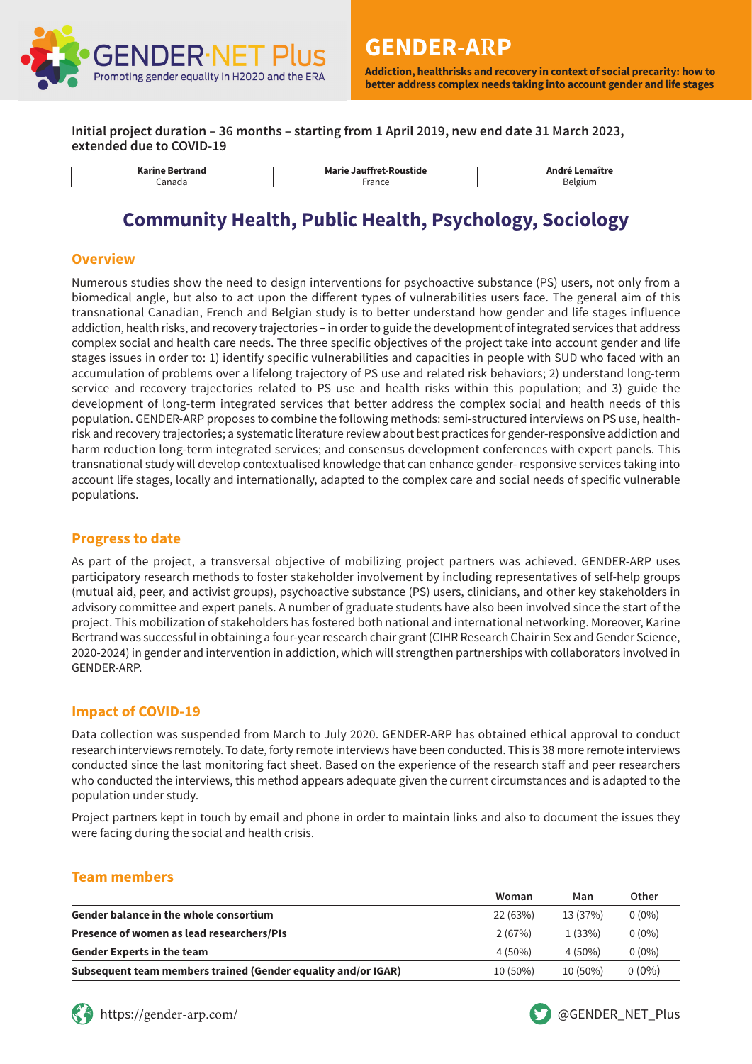GENDER·NET Plus
Promoting gender equality in H2020 and the ERA

# GENDER-ARP

**Addiction, healthrisks and recovery in context of social precarity: how to better address complex needs taking into account gender and life stages**

**Initial project duration – 36 months – starting from 1 April 2019, new end date 31 March 2023, extended due to COVID-19**

| **Karine Bertrand** Canada | **Marie Jauffret-Roustide** France | **André Lemaître** Belgium |
|---|---|---|

## Community Health, Public Health, Psychology, Sociology

### Overview

Numerous studies show the need to design interventions for psychoactive substance (PS) users, not only from a biomedical angle, but also to act upon the different types of vulnerabilities users face. The general aim of this transnational Canadian, French and Belgian study is to better understand how gender and life stages influence addiction, health risks, and recovery trajectories – in order to guide the development of integrated services that address complex social and health care needs. The three specific objectives of the project take into account gender and life stages issues in order to: 1) identify specific vulnerabilities and capacities in people with SUD who faced with an accumulation of problems over a lifelong trajectory of PS use and related risk behaviors; 2) understand long-term service and recovery trajectories related to PS use and health risks within this population; and 3) guide the development of long-term integrated services that better address the complex social and health needs of this population. GENDER-ARP proposes to combine the following methods: semi-structured interviews on PS use, health-risk and recovery trajectories; a systematic literature review about best practices for gender-responsive addiction and harm reduction long-term integrated services; and consensus development conferences with expert panels. This transnational study will develop contextualised knowledge that can enhance gender- responsive services taking into account life stages, locally and internationally, adapted to the complex care and social needs of specific vulnerable populations.

### Progress to date

As part of the project, a transversal objective of mobilizing project partners was achieved. GENDER-ARP uses participatory research methods to foster stakeholder involvement by including representatives of self-help groups (mutual aid, peer, and activist groups), psychoactive substance (PS) users, clinicians, and other key stakeholders in advisory committee and expert panels. A number of graduate students have also been involved since the start of the project. This mobilization of stakeholders has fostered both national and international networking. Moreover, Karine Bertrand was successful in obtaining a four-year research chair grant (CIHR Research Chair in Sex and Gender Science, 2020-2024) in gender and intervention in addiction, which will strengthen partnerships with collaborators involved in GENDER-ARP.

### Impact of COVID-19

Data collection was suspended from March to July 2020. GENDER-ARP has obtained ethical approval to conduct research interviews remotely. To date, forty remote interviews have been conducted. This is 38 more remote interviews conducted since the last monitoring fact sheet. Based on the experience of the research staff and peer researchers who conducted the interviews, this method appears adequate given the current circumstances and is adapted to the population under study.

Project partners kept in touch by email and phone in order to maintain links and also to document the issues they were facing during the social and health crisis.

### Team members

| | Woman | Man | Other |
|---|---|---|---|
| **Gender balance in the whole consortium** | 22 (63%) | 13 (37%) | 0 (0%) |
| **Presence of women as lead researchers/PIs** | 2 (67%) | 1 (33%) | 0 (0%) |
| **Gender Experts in the team** | 4 (50%) | 4 (50%) | 0 (0%) |
| **Subsequent team members trained (Gender equality and/or IGAR)** | 10 (50%) | 10 (50%) | 0 (0%) |

https://gender-arp.com/ @GENDER_NET_Plus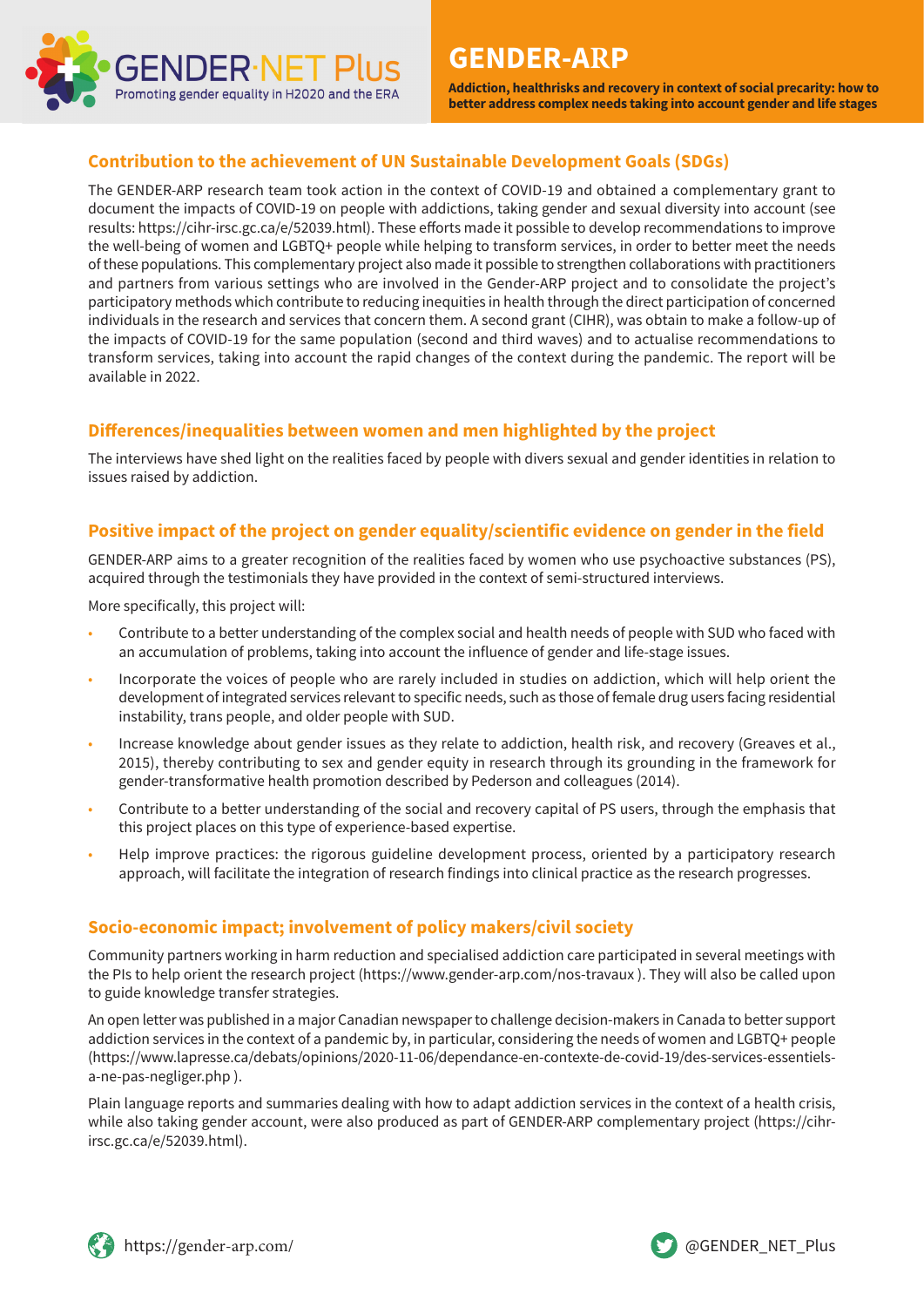# GENDER-ARP

**Addiction, healthrisks and recovery in context of social precarity: how to better address complex needs taking into account gender and life stages**

## Contribution to the achievement of UN Sustainable Development Goals (SDGs)

The GENDER-ARP research team took action in the context of COVID-19 and obtained a complementary grant to document the impacts of COVID-19 on people with addictions, taking gender and sexual diversity into account (see results: https://cihr-irsc.gc.ca/e/52039.html). These efforts made it possible to develop recommendations to improve the well-being of women and LGBTQ+ people while helping to transform services, in order to better meet the needs of these populations. This complementary project also made it possible to strengthen collaborations with practitioners and partners from various settings who are involved in the Gender-ARP project and to consolidate the project's participatory methods which contribute to reducing inequities in health through the direct participation of concerned individuals in the research and services that concern them. A second grant (CIHR), was obtain to make a follow-up of the impacts of COVID-19 for the same population (second and third waves) and to actualise recommendations to transform services, taking into account the rapid changes of the context during the pandemic. The report will be available in 2022.

## Differences/inequalities between women and men highlighted by the project

The interviews have shed light on the realities faced by people with divers sexual and gender identities in relation to issues raised by addiction.

## Positive impact of the project on gender equality/scientific evidence on gender in the field

GENDER-ARP aims to a greater recognition of the realities faced by women who use psychoactive substances (PS), acquired through the testimonials they have provided in the context of semi-structured interviews.

More specifically, this project will:

- Contribute to a better understanding of the complex social and health needs of people with SUD who faced with an accumulation of problems, taking into account the influence of gender and life-stage issues.
- Incorporate the voices of people who are rarely included in studies on addiction, which will help orient the development of integrated services relevant to specific needs, such as those of female drug users facing residential instability, trans people, and older people with SUD.
- Increase knowledge about gender issues as they relate to addiction, health risk, and recovery (Greaves et al., 2015), thereby contributing to sex and gender equity in research through its grounding in the framework for gender-transformative health promotion described by Pederson and colleagues (2014).
- Contribute to a better understanding of the social and recovery capital of PS users, through the emphasis that this project places on this type of experience-based expertise.
- Help improve practices: the rigorous guideline development process, oriented by a participatory research approach, will facilitate the integration of research findings into clinical practice as the research progresses.

## Socio-economic impact; involvement of policy makers/civil society

Community partners working in harm reduction and specialised addiction care participated in several meetings with the PIs to help orient the research project (https://www.gender-arp.com/nos-travaux ). They will also be called upon to guide knowledge transfer strategies.

An open letter was published in a major Canadian newspaper to challenge decision-makers in Canada to better support addiction services in the context of a pandemic by, in particular, considering the needs of women and LGBTQ+ people (https://www.lapresse.ca/debats/opinions/2020-11-06/dependance-en-contexte-de-covid-19/des-services-essentiels-a-ne-pas-negliger.php ).

Plain language reports and summaries dealing with how to adapt addiction services in the context of a health crisis, while also taking gender account, were also produced as part of GENDER-ARP complementary project (https://cihr-irsc.gc.ca/e/52039.html).

https://gender-arp.com/

@GENDER_NET_Plus